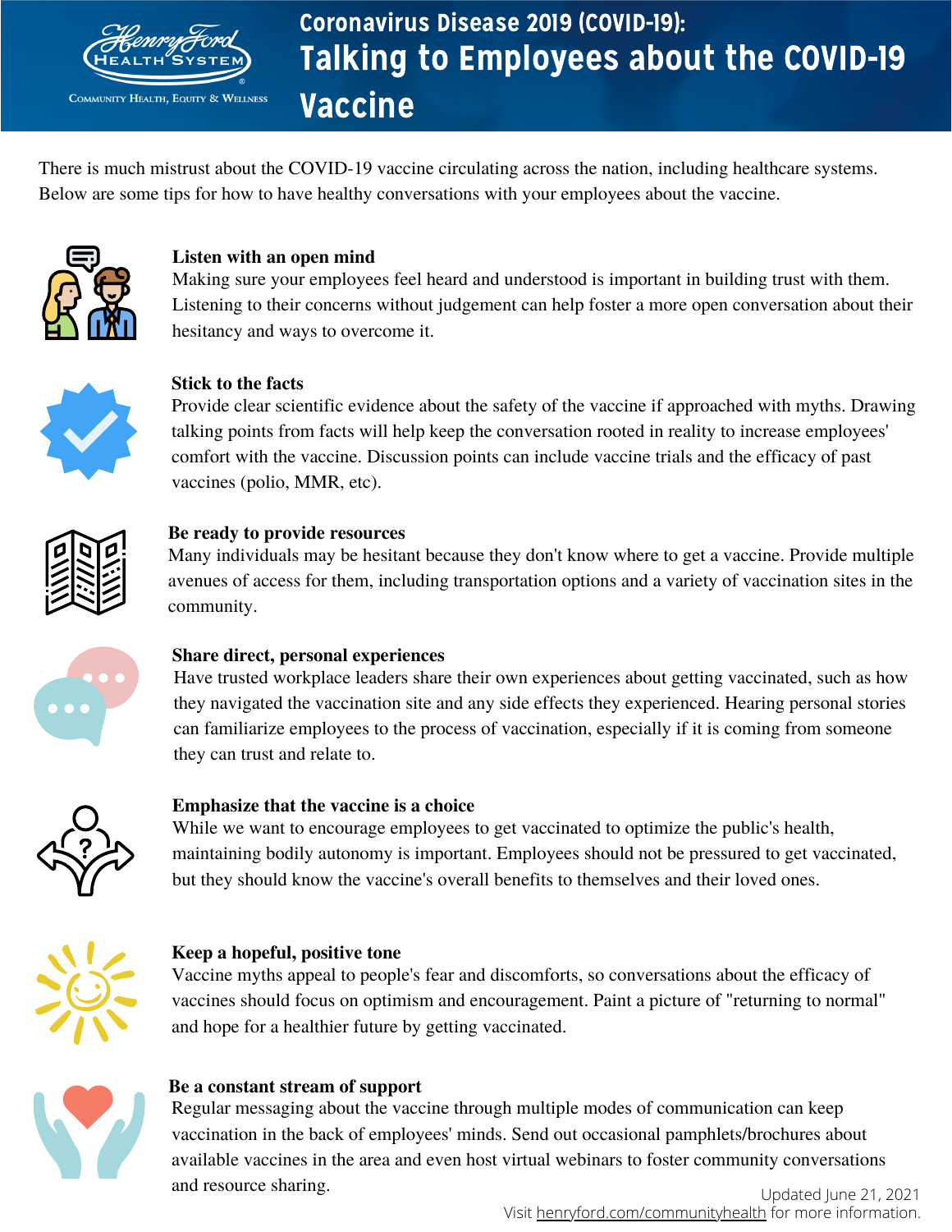Henry Ford Health System
Community Health, Equity & Wellness

# Coronavirus Disease 2019 (COVID-19): Talking to Employees about the COVID-19 Vaccine

There is much mistrust about the COVID-19 vaccine circulating across the nation, including healthcare systems. Below are some tips for how to have healthy conversations with your employees about the vaccine.

**Listen with an open mind**
Making sure your employees feel heard and understood is important in building trust with them. Listening to their concerns without judgement can help foster a more open conversation about their hesitancy and ways to overcome it.

**Stick to the facts**
Provide clear scientific evidence about the safety of the vaccine if approached with myths. Drawing talking points from facts will help keep the conversation rooted in reality to increase employees' comfort with the vaccine. Discussion points can include vaccine trials and the efficacy of past vaccines (polio, MMR, etc).

**Be ready to provide resources**
Many individuals may be hesitant because they don't know where to get a vaccine. Provide multiple avenues of access for them, including transportation options and a variety of vaccination sites in the community.

**Share direct, personal experiences**
Have trusted workplace leaders share their own experiences about getting vaccinated, such as how they navigated the vaccination site and any side effects they experienced. Hearing personal stories can familiarize employees to the process of vaccination, especially if it is coming from someone they can trust and relate to.

**Emphasize that the vaccine is a choice**
While we want to encourage employees to get vaccinated to optimize the public's health, maintaining bodily autonomy is important. Employees should not be pressured to get vaccinated, but they should know the vaccine's overall benefits to themselves and their loved ones.

**Keep a hopeful, positive tone**
Vaccine myths appeal to people's fear and discomforts, so conversations about the efficacy of vaccines should focus on optimism and encouragement. Paint a picture of "returning to normal" and hope for a healthier future by getting vaccinated.

**Be a constant stream of support**
Regular messaging about the vaccine through multiple modes of communication can keep vaccination in the back of employees' minds. Send out occasional pamphlets/brochures about available vaccines in the area and even host virtual webinars to foster community conversations and resource sharing.

Updated June 21, 2021
Visit henryford.com/communityhealth for more information.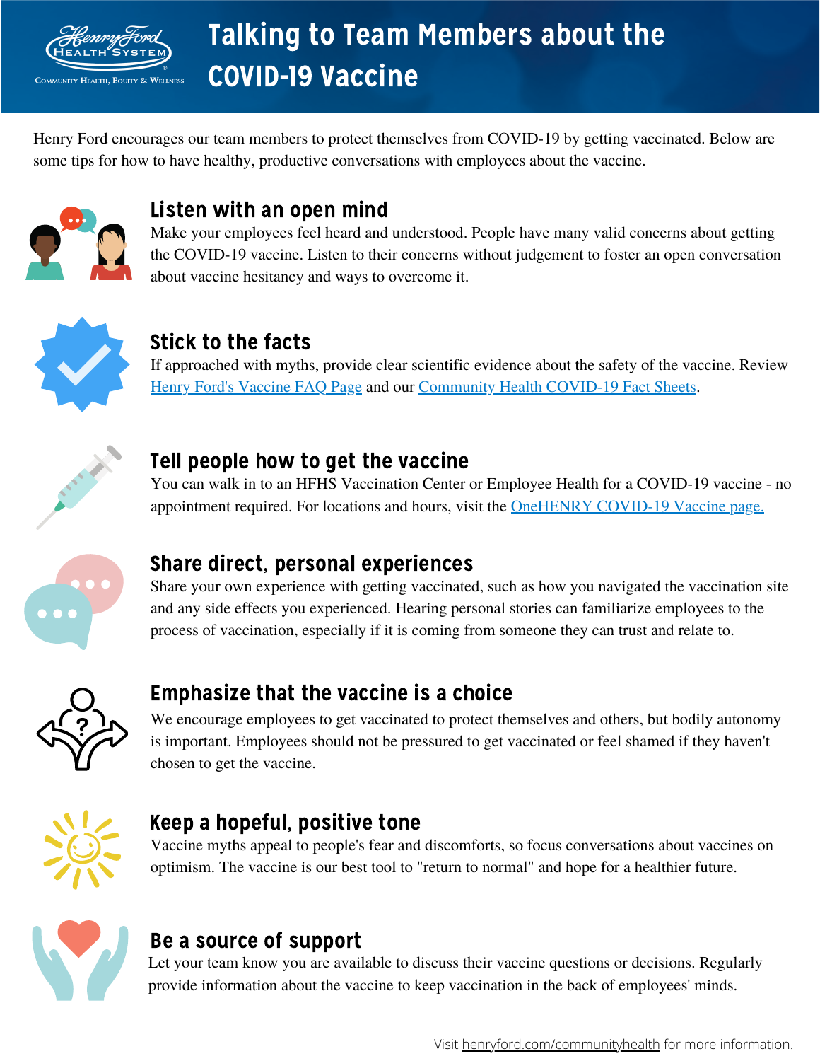# Talking to Team Members about the COVID-19 Vaccine

Henry Ford encourages our team members to protect themselves from COVID-19 by getting vaccinated. Below are some tips for how to have healthy, productive conversations with employees about the vaccine.

## Listen with an open mind

Make your employees feel heard and understood. People have many valid concerns about getting the COVID-19 vaccine. Listen to their concerns without judgement to foster an open conversation about vaccine hesitancy and ways to overcome it.

## Stick to the facts

If approached with myths, provide clear scientific evidence about the safety of the vaccine. Review Henry Ford's Vaccine FAQ Page and our Community Health COVID-19 Fact Sheets.

## Tell people how to get the vaccine

You can walk in to an HFHS Vaccination Center or Employee Health for a COVID-19 vaccine - no appointment required. For locations and hours, visit the OneHENRY COVID-19 Vaccine page.

## Share direct, personal experiences

Share your own experience with getting vaccinated, such as how you navigated the vaccination site and any side effects you experienced. Hearing personal stories can familiarize employees to the process of vaccination, especially if it is coming from someone they can trust and relate to.

## Emphasize that the vaccine is a choice

We encourage employees to get vaccinated to protect themselves and others, but bodily autonomy is important. Employees should not be pressured to get vaccinated or feel shamed if they haven't chosen to get the vaccine.

## Keep a hopeful, positive tone

Vaccine myths appeal to people's fear and discomforts, so focus conversations about vaccines on optimism. The vaccine is our best tool to "return to normal" and hope for a healthier future.

## Be a source of support

Let your team know you are available to discuss their vaccine questions or decisions. Regularly provide information about the vaccine to keep vaccination in the back of employees' minds.

Visit henryford.com/communityhealth for more information.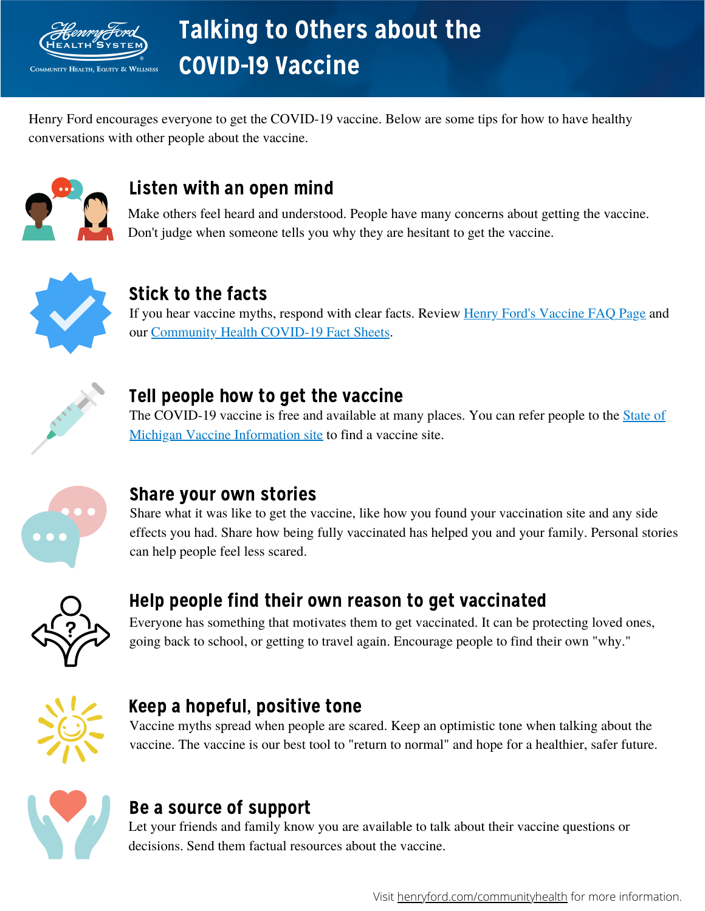Henry Ford Health System

Community Health, Equity & Wellness

# Talking to Others about the COVID-19 Vaccine

Henry Ford encourages everyone to get the COVID-19 vaccine. Below are some tips for how to have healthy conversations with other people about the vaccine.

## Listen with an open mind

Make others feel heard and understood. People have many concerns about getting the vaccine. Don't judge when someone tells you why they are hesitant to get the vaccine.

## Stick to the facts

If you hear vaccine myths, respond with clear facts. Review Henry Ford's Vaccine FAQ Page and our Community Health COVID-19 Fact Sheets.

## Tell people how to get the vaccine

The COVID-19 vaccine is free and available at many places. You can refer people to the State of Michigan Vaccine Information site to find a vaccine site.

## Share your own stories

Share what it was like to get the vaccine, like how you found your vaccination site and any side effects you had. Share how being fully vaccinated has helped you and your family. Personal stories can help people feel less scared.

## Help people find their own reason to get vaccinated

Everyone has something that motivates them to get vaccinated. It can be protecting loved ones, going back to school, or getting to travel again. Encourage people to find their own "why."

## Keep a hopeful, positive tone

Vaccine myths spread when people are scared. Keep an optimistic tone when talking about the vaccine. The vaccine is our best tool to "return to normal" and hope for a healthier, safer future.

## Be a source of support

Let your friends and family know you are available to talk about their vaccine questions or decisions. Send them factual resources about the vaccine.

Visit henryford.com/communityhealth for more information.